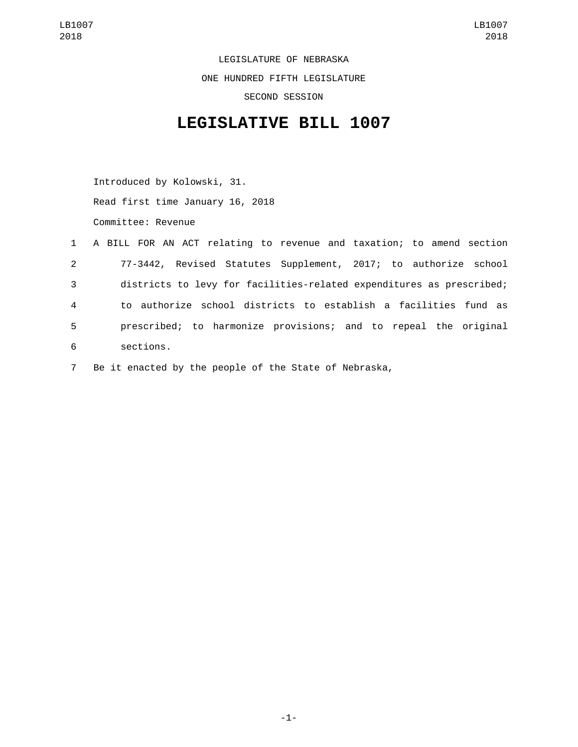LEGISLATURE OF NEBRASKA

ONE HUNDRED FIFTH LEGISLATURE

SECOND SESSION

# LEGISLATIVE BILL 1007

Introduced by Kolowski, 31.

Read first time January 16, 2018

Committee: Revenue

A BILL FOR AN ACT relating to revenue and taxation; to amend section 77-3442, Revised Statutes Supplement, 2017; to authorize school districts to levy for facilities-related expenditures as prescribed; to authorize school districts to establish a facilities fund as prescribed; to harmonize provisions; and to repeal the original sections.

Be it enacted by the people of the State of Nebraska,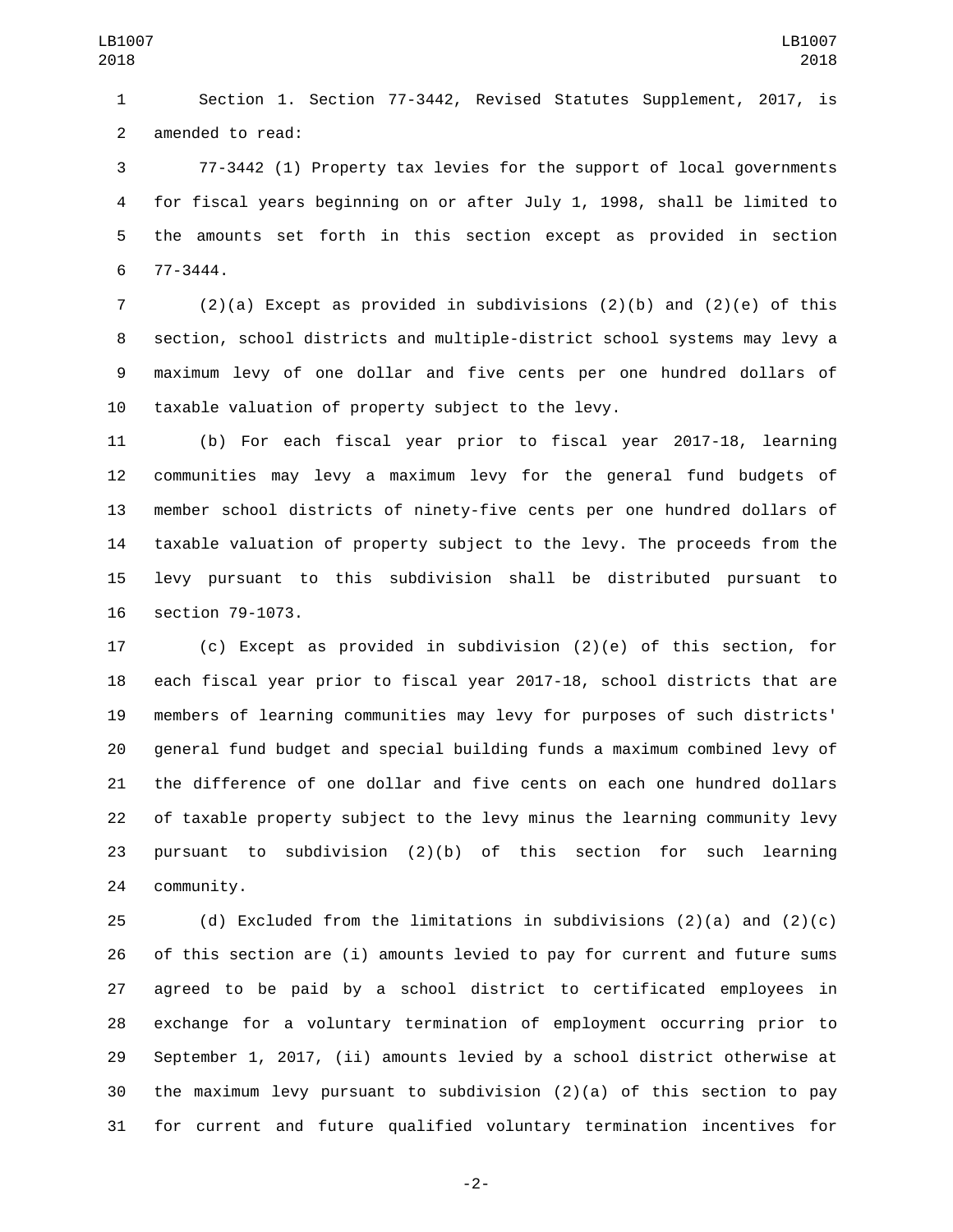Section 1. Section 77-3442, Revised Statutes Supplement, 2017, is amended to read:

77-3442 (1) Property tax levies for the support of local governments for fiscal years beginning on or after July 1, 1998, shall be limited to the amounts set forth in this section except as provided in section 77-3444.

(2)(a) Except as provided in subdivisions (2)(b) and (2)(e) of this section, school districts and multiple-district school systems may levy a maximum levy of one dollar and five cents per one hundred dollars of taxable valuation of property subject to the levy.

(b) For each fiscal year prior to fiscal year 2017-18, learning communities may levy a maximum levy for the general fund budgets of member school districts of ninety-five cents per one hundred dollars of taxable valuation of property subject to the levy. The proceeds from the levy pursuant to this subdivision shall be distributed pursuant to section 79-1073.

(c) Except as provided in subdivision (2)(e) of this section, for each fiscal year prior to fiscal year 2017-18, school districts that are members of learning communities may levy for purposes of such districts' general fund budget and special building funds a maximum combined levy of the difference of one dollar and five cents on each one hundred dollars of taxable property subject to the levy minus the learning community levy pursuant to subdivision (2)(b) of this section for such learning community.

(d) Excluded from the limitations in subdivisions (2)(a) and (2)(c) of this section are (i) amounts levied to pay for current and future sums agreed to be paid by a school district to certificated employees in exchange for a voluntary termination of employment occurring prior to September 1, 2017, (ii) amounts levied by a school district otherwise at the maximum levy pursuant to subdivision (2)(a) of this section to pay for current and future qualified voluntary termination incentives for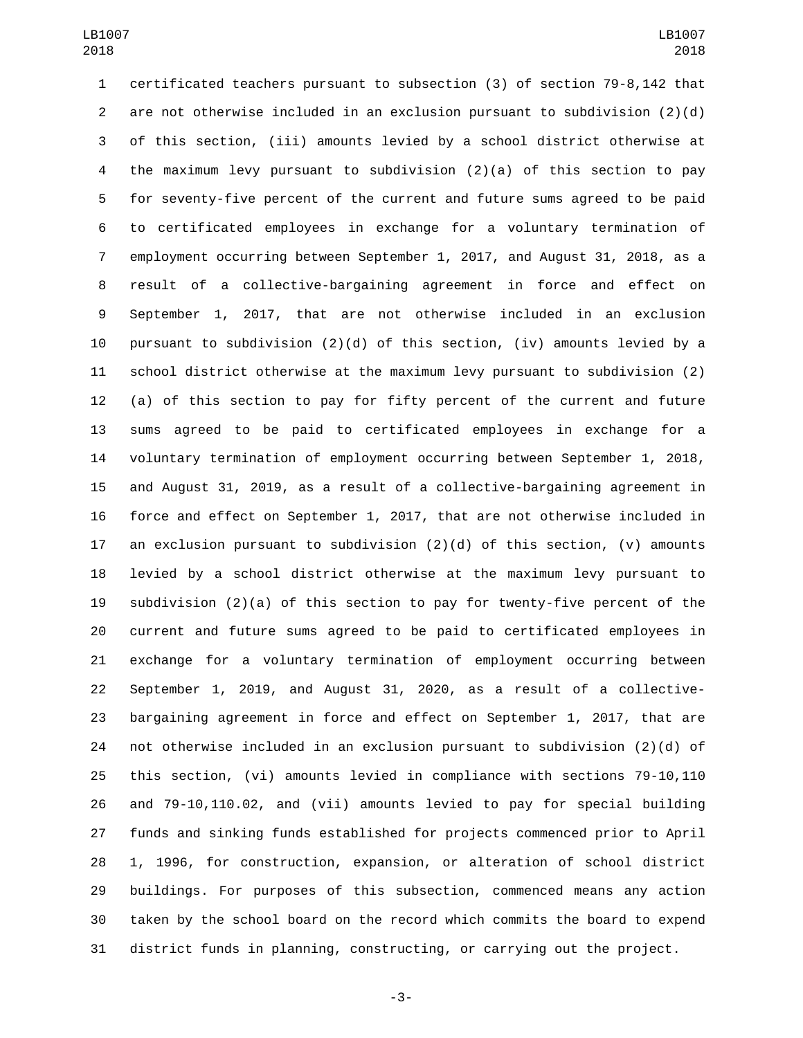certificated teachers pursuant to subsection (3) of section 79-8,142 that are not otherwise included in an exclusion pursuant to subdivision (2)(d) of this section, (iii) amounts levied by a school district otherwise at the maximum levy pursuant to subdivision (2)(a) of this section to pay for seventy-five percent of the current and future sums agreed to be paid to certificated employees in exchange for a voluntary termination of employment occurring between September 1, 2017, and August 31, 2018, as a result of a collective-bargaining agreement in force and effect on September 1, 2017, that are not otherwise included in an exclusion pursuant to subdivision (2)(d) of this section, (iv) amounts levied by a school district otherwise at the maximum levy pursuant to subdivision (2)(a) of this section to pay for fifty percent of the current and future sums agreed to be paid to certificated employees in exchange for a voluntary termination of employment occurring between September 1, 2018, and August 31, 2019, as a result of a collective-bargaining agreement in force and effect on September 1, 2017, that are not otherwise included in an exclusion pursuant to subdivision (2)(d) of this section, (v) amounts levied by a school district otherwise at the maximum levy pursuant to subdivision (2)(a) of this section to pay for twenty-five percent of the current and future sums agreed to be paid to certificated employees in exchange for a voluntary termination of employment occurring between September 1, 2019, and August 31, 2020, as a result of a collective-bargaining agreement in force and effect on September 1, 2017, that are not otherwise included in an exclusion pursuant to subdivision (2)(d) of this section, (vi) amounts levied in compliance with sections 79-10,110 and 79-10,110.02, and (vii) amounts levied to pay for special building funds and sinking funds established for projects commenced prior to April 1, 1996, for construction, expansion, or alteration of school district buildings. For purposes of this subsection, commenced means any action taken by the school board on the record which commits the board to expend district funds in planning, constructing, or carrying out the project.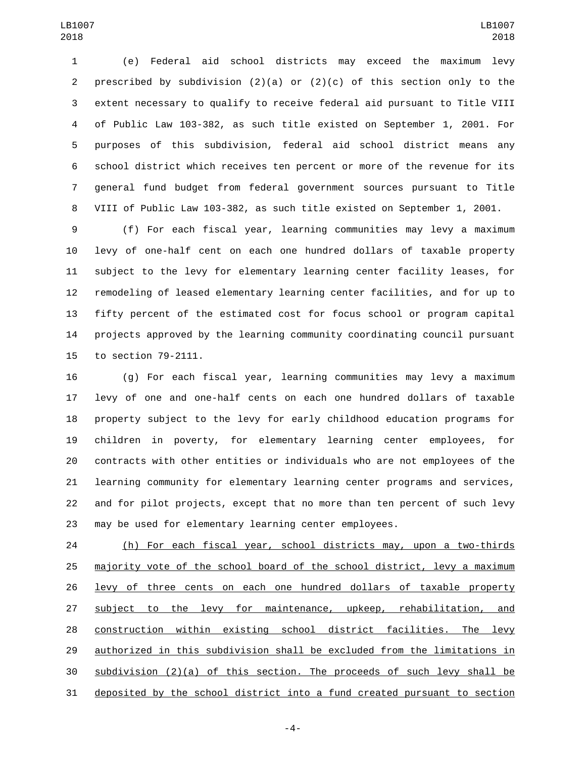(e) Federal aid school districts may exceed the maximum levy prescribed by subdivision (2)(a) or (2)(c) of this section only to the extent necessary to qualify to receive federal aid pursuant to Title VIII of Public Law 103-382, as such title existed on September 1, 2001. For purposes of this subdivision, federal aid school district means any school district which receives ten percent or more of the revenue for its general fund budget from federal government sources pursuant to Title VIII of Public Law 103-382, as such title existed on September 1, 2001.

(f) For each fiscal year, learning communities may levy a maximum levy of one-half cent on each one hundred dollars of taxable property subject to the levy for elementary learning center facility leases, for remodeling of leased elementary learning center facilities, and for up to fifty percent of the estimated cost for focus school or program capital projects approved by the learning community coordinating council pursuant to section 79-2111.

(g) For each fiscal year, learning communities may levy a maximum levy of one and one-half cents on each one hundred dollars of taxable property subject to the levy for early childhood education programs for children in poverty, for elementary learning center employees, for contracts with other entities or individuals who are not employees of the learning community for elementary learning center programs and services, and for pilot projects, except that no more than ten percent of such levy may be used for elementary learning center employees.

<u>(h) For each fiscal year, school districts may, upon a two-thirds majority vote of the school board of the school district, levy a maximum levy of three cents on each one hundred dollars of taxable property subject to the levy for maintenance, upkeep, rehabilitation, and construction within existing school district facilities. The levy authorized in this subdivision shall be excluded from the limitations in subdivision (2)(a) of this section. The proceeds of such levy shall be deposited by the school district into a fund created pursuant to section</u>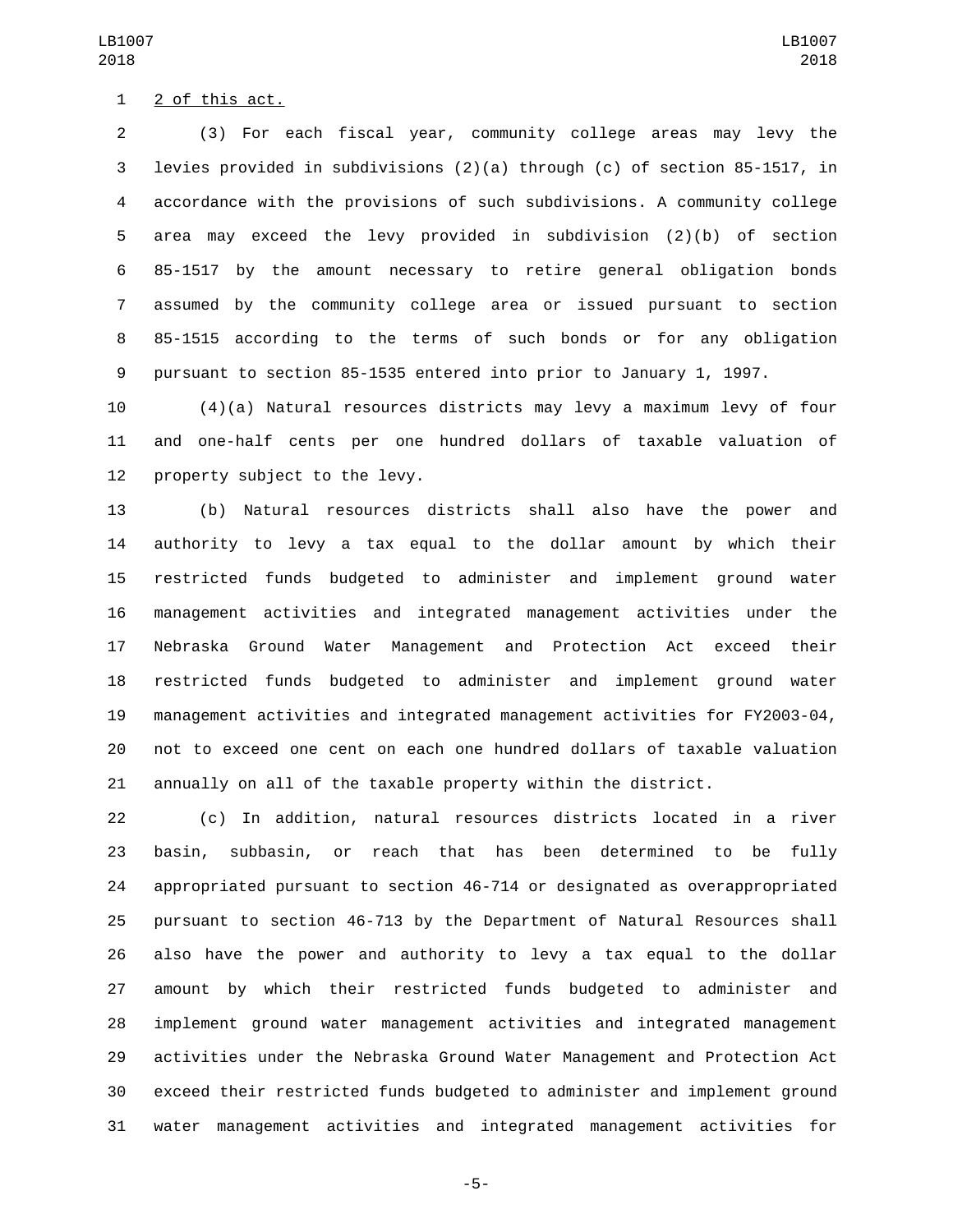2 of this act.

(3) For each fiscal year, community college areas may levy the levies provided in subdivisions (2)(a) through (c) of section 85-1517, in accordance with the provisions of such subdivisions. A community college area may exceed the levy provided in subdivision (2)(b) of section 85-1517 by the amount necessary to retire general obligation bonds assumed by the community college area or issued pursuant to section 85-1515 according to the terms of such bonds or for any obligation pursuant to section 85-1535 entered into prior to January 1, 1997.

(4)(a) Natural resources districts may levy a maximum levy of four and one-half cents per one hundred dollars of taxable valuation of property subject to the levy.

(b) Natural resources districts shall also have the power and authority to levy a tax equal to the dollar amount by which their restricted funds budgeted to administer and implement ground water management activities and integrated management activities under the Nebraska Ground Water Management and Protection Act exceed their restricted funds budgeted to administer and implement ground water management activities and integrated management activities for FY2003-04, not to exceed one cent on each one hundred dollars of taxable valuation annually on all of the taxable property within the district.

(c) In addition, natural resources districts located in a river basin, subbasin, or reach that has been determined to be fully appropriated pursuant to section 46-714 or designated as overappropriated pursuant to section 46-713 by the Department of Natural Resources shall also have the power and authority to levy a tax equal to the dollar amount by which their restricted funds budgeted to administer and implement ground water management activities and integrated management activities under the Nebraska Ground Water Management and Protection Act exceed their restricted funds budgeted to administer and implement ground water management activities and integrated management activities for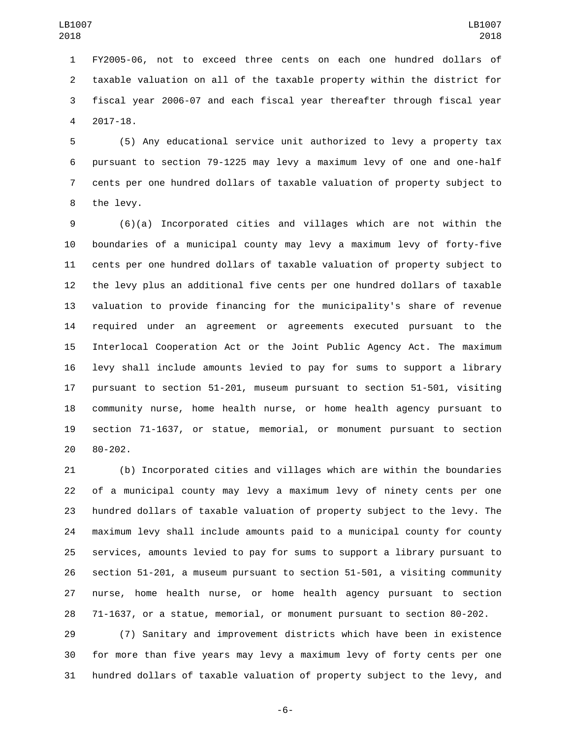FY2005-06, not to exceed three cents on each one hundred dollars of taxable valuation on all of the taxable property within the district for fiscal year 2006-07 and each fiscal year thereafter through fiscal year 2017-18.

(5) Any educational service unit authorized to levy a property tax pursuant to section 79-1225 may levy a maximum levy of one and one-half cents per one hundred dollars of taxable valuation of property subject to the levy.

(6)(a) Incorporated cities and villages which are not within the boundaries of a municipal county may levy a maximum levy of forty-five cents per one hundred dollars of taxable valuation of property subject to the levy plus an additional five cents per one hundred dollars of taxable valuation to provide financing for the municipality's share of revenue required under an agreement or agreements executed pursuant to the Interlocal Cooperation Act or the Joint Public Agency Act. The maximum levy shall include amounts levied to pay for sums to support a library pursuant to section 51-201, museum pursuant to section 51-501, visiting community nurse, home health nurse, or home health agency pursuant to section 71-1637, or statue, memorial, or monument pursuant to section 80-202.

(b) Incorporated cities and villages which are within the boundaries of a municipal county may levy a maximum levy of ninety cents per one hundred dollars of taxable valuation of property subject to the levy. The maximum levy shall include amounts paid to a municipal county for county services, amounts levied to pay for sums to support a library pursuant to section 51-201, a museum pursuant to section 51-501, a visiting community nurse, home health nurse, or home health agency pursuant to section 71-1637, or a statue, memorial, or monument pursuant to section 80-202.

(7) Sanitary and improvement districts which have been in existence for more than five years may levy a maximum levy of forty cents per one hundred dollars of taxable valuation of property subject to the levy, and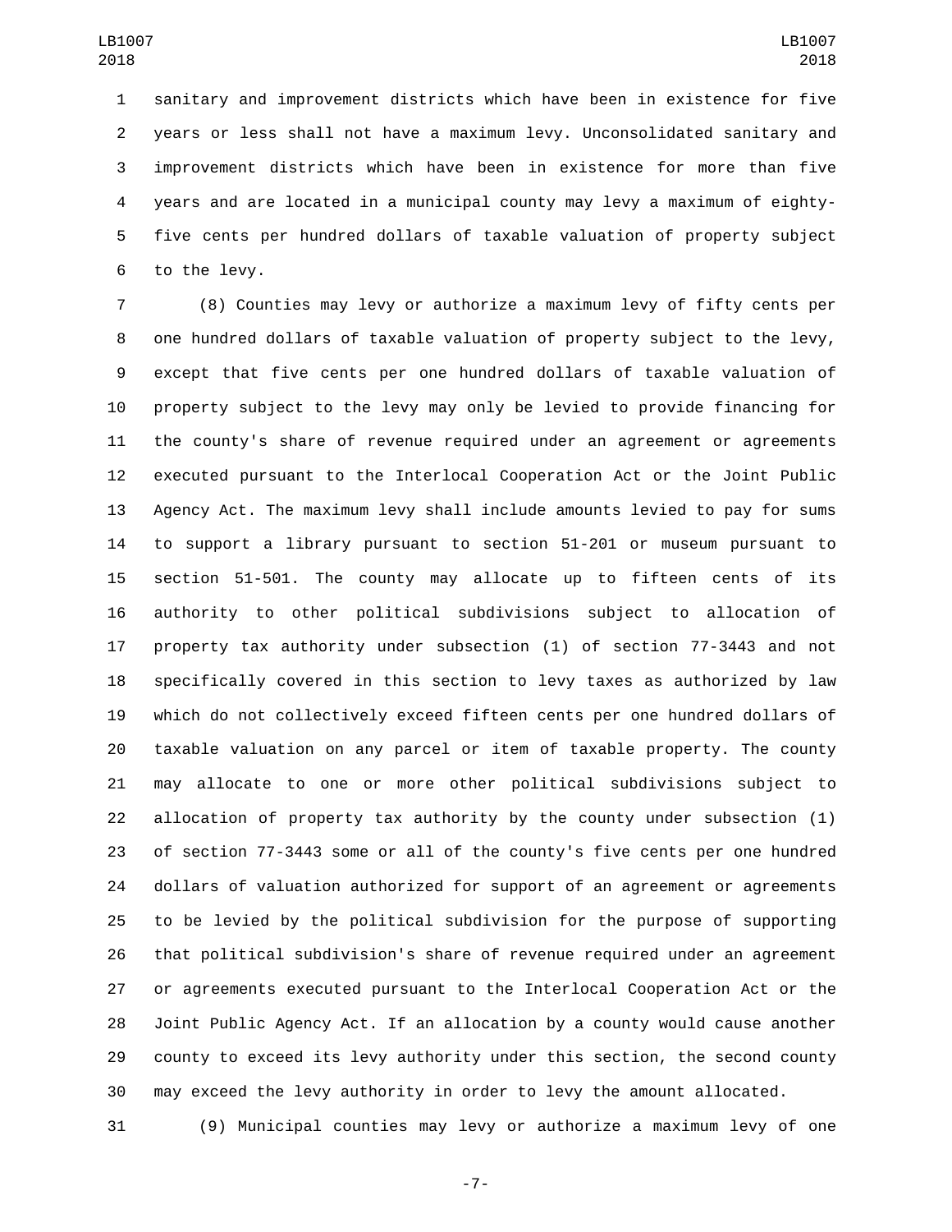sanitary and improvement districts which have been in existence for five years or less shall not have a maximum levy. Unconsolidated sanitary and improvement districts which have been in existence for more than five years and are located in a municipal county may levy a maximum of eighty-five cents per hundred dollars of taxable valuation of property subject to the levy.

(8) Counties may levy or authorize a maximum levy of fifty cents per one hundred dollars of taxable valuation of property subject to the levy, except that five cents per one hundred dollars of taxable valuation of property subject to the levy may only be levied to provide financing for the county's share of revenue required under an agreement or agreements executed pursuant to the Interlocal Cooperation Act or the Joint Public Agency Act. The maximum levy shall include amounts levied to pay for sums to support a library pursuant to section 51-201 or museum pursuant to section 51-501. The county may allocate up to fifteen cents of its authority to other political subdivisions subject to allocation of property tax authority under subsection (1) of section 77-3443 and not specifically covered in this section to levy taxes as authorized by law which do not collectively exceed fifteen cents per one hundred dollars of taxable valuation on any parcel or item of taxable property. The county may allocate to one or more other political subdivisions subject to allocation of property tax authority by the county under subsection (1) of section 77-3443 some or all of the county's five cents per one hundred dollars of valuation authorized for support of an agreement or agreements to be levied by the political subdivision for the purpose of supporting that political subdivision's share of revenue required under an agreement or agreements executed pursuant to the Interlocal Cooperation Act or the Joint Public Agency Act. If an allocation by a county would cause another county to exceed its levy authority under this section, the second county may exceed the levy authority in order to levy the amount allocated.

(9) Municipal counties may levy or authorize a maximum levy of one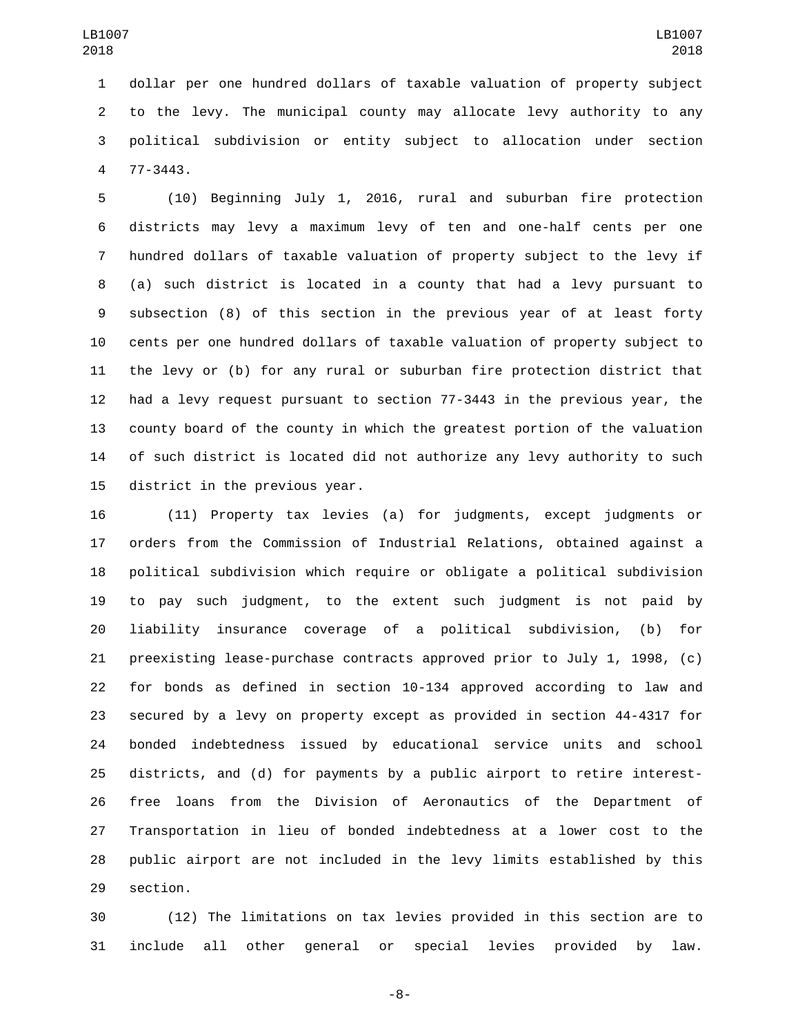dollar per one hundred dollars of taxable valuation of property subject to the levy. The municipal county may allocate levy authority to any political subdivision or entity subject to allocation under section 77-3443.

(10) Beginning July 1, 2016, rural and suburban fire protection districts may levy a maximum levy of ten and one-half cents per one hundred dollars of taxable valuation of property subject to the levy if (a) such district is located in a county that had a levy pursuant to subsection (8) of this section in the previous year of at least forty cents per one hundred dollars of taxable valuation of property subject to the levy or (b) for any rural or suburban fire protection district that had a levy request pursuant to section 77-3443 in the previous year, the county board of the county in which the greatest portion of the valuation of such district is located did not authorize any levy authority to such district in the previous year.

(11) Property tax levies (a) for judgments, except judgments or orders from the Commission of Industrial Relations, obtained against a political subdivision which require or obligate a political subdivision to pay such judgment, to the extent such judgment is not paid by liability insurance coverage of a political subdivision, (b) for preexisting lease-purchase contracts approved prior to July 1, 1998, (c) for bonds as defined in section 10-134 approved according to law and secured by a levy on property except as provided in section 44-4317 for bonded indebtedness issued by educational service units and school districts, and (d) for payments by a public airport to retire interest-free loans from the Division of Aeronautics of the Department of Transportation in lieu of bonded indebtedness at a lower cost to the public airport are not included in the levy limits established by this section.

(12) The limitations on tax levies provided in this section are to include all other general or special levies provided by law.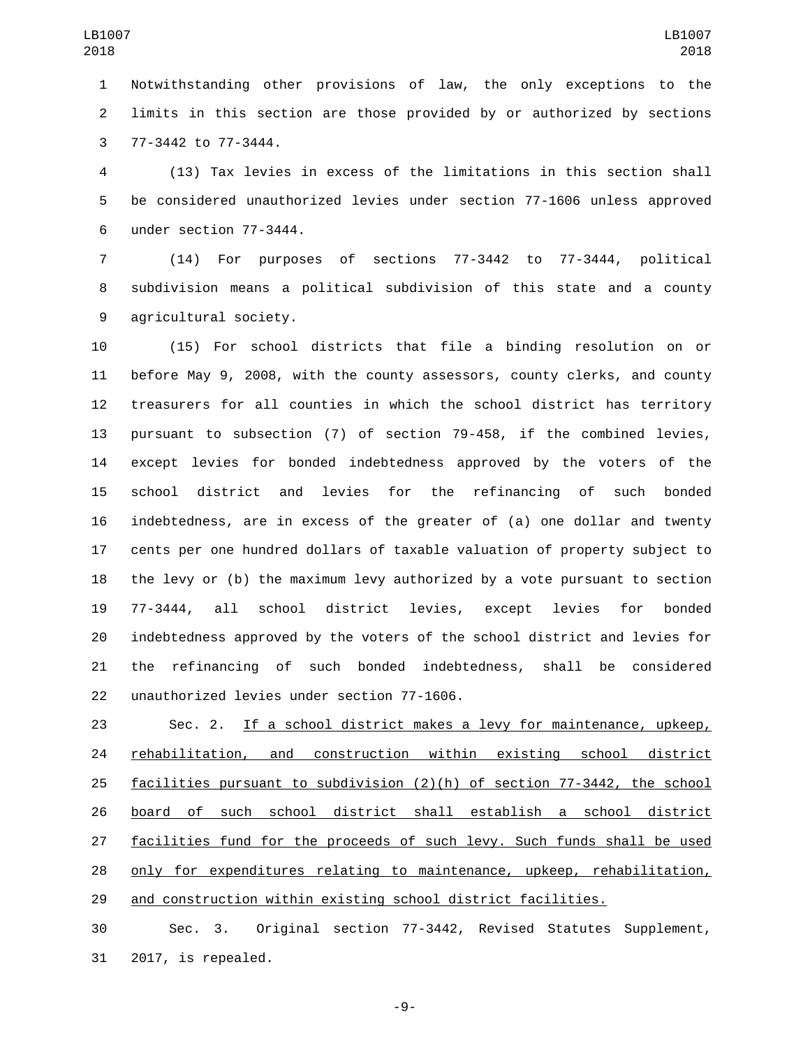Notwithstanding other provisions of law, the only exceptions to the limits in this section are those provided by or authorized by sections 77-3442 to 77-3444.

(13) Tax levies in excess of the limitations in this section shall be considered unauthorized levies under section 77-1606 unless approved under section 77-3444.

(14) For purposes of sections 77-3442 to 77-3444, political subdivision means a political subdivision of this state and a county agricultural society.

(15) For school districts that file a binding resolution on or before May 9, 2008, with the county assessors, county clerks, and county treasurers for all counties in which the school district has territory pursuant to subsection (7) of section 79-458, if the combined levies, except levies for bonded indebtedness approved by the voters of the school district and levies for the refinancing of such bonded indebtedness, are in excess of the greater of (a) one dollar and twenty cents per one hundred dollars of taxable valuation of property subject to the levy or (b) the maximum levy authorized by a vote pursuant to section 77-3444, all school district levies, except levies for bonded indebtedness approved by the voters of the school district and levies for the refinancing of such bonded indebtedness, shall be considered unauthorized levies under section 77-1606.

Sec. 2. If a school district makes a levy for maintenance, upkeep, rehabilitation, and construction within existing school district facilities pursuant to subdivision (2)(h) of section 77-3442, the school board of such school district shall establish a school district facilities fund for the proceeds of such levy. Such funds shall be used only for expenditures relating to maintenance, upkeep, rehabilitation, and construction within existing school district facilities.

Sec. 3. Original section 77-3442, Revised Statutes Supplement, 2017, is repealed.